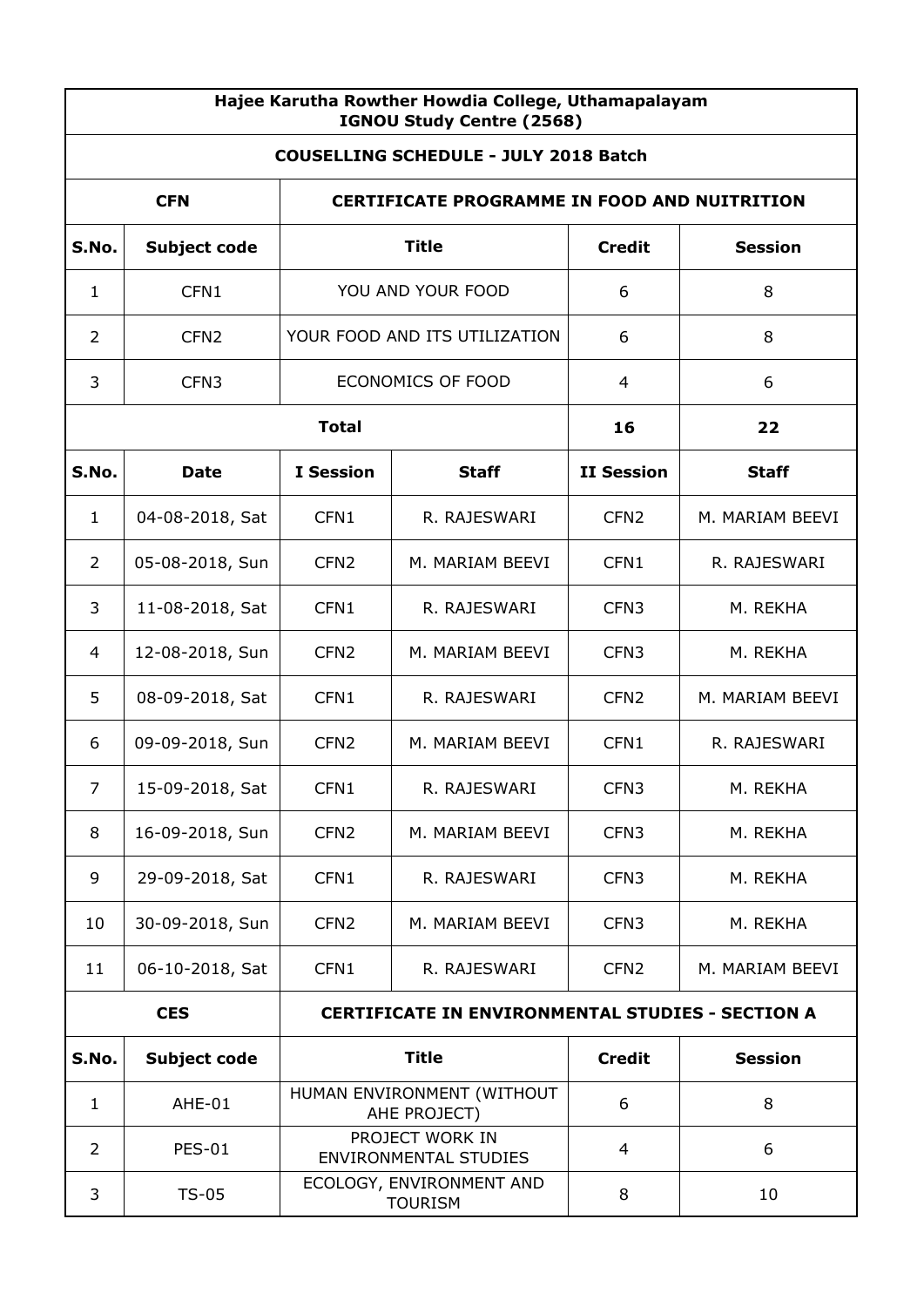# Hajee Karutha Rowther Howdia College, Uthamapalayam
## IGNOU Study Centre (2568)

### COUSELLING SCHEDULE - JULY 2018 Batch

| CFN | CERTIFICATE PROGRAMME IN FOOD AND NUITRITION | | |
|---|---|---|---|
| **S.No.** | **Subject code** | **Title** | **Credit** | **Session** |

| S.No. | Subject code | Title | Credit | Session |
|---|---|---|---|---|
| 1 | CFN1 | YOU AND YOUR FOOD | 6 | 8 |
| 2 | CFN2 | YOUR FOOD AND ITS UTILIZATION | 6 | 8 |
| 3 | CFN3 | ECONOMICS OF FOOD | 4 | 6 |
| | | **Total** | **16** | **22** |

| S.No. | Date | I Session | Staff | II Session | Staff |
|---|---|---|---|---|---|
| 1 | 04-08-2018, Sat | CFN1 | R. RAJESWARI | CFN2 | M. MARIAM BEEVI |
| 2 | 05-08-2018, Sun | CFN2 | M. MARIAM BEEVI | CFN1 | R. RAJESWARI |
| 3 | 11-08-2018, Sat | CFN1 | R. RAJESWARI | CFN3 | M. REKHA |
| 4 | 12-08-2018, Sun | CFN2 | M. MARIAM BEEVI | CFN3 | M. REKHA |
| 5 | 08-09-2018, Sat | CFN1 | R. RAJESWARI | CFN2 | M. MARIAM BEEVI |
| 6 | 09-09-2018, Sun | CFN2 | M. MARIAM BEEVI | CFN1 | R. RAJESWARI |
| 7 | 15-09-2018, Sat | CFN1 | R. RAJESWARI | CFN3 | M. REKHA |
| 8 | 16-09-2018, Sun | CFN2 | M. MARIAM BEEVI | CFN3 | M. REKHA |
| 9 | 29-09-2018, Sat | CFN1 | R. RAJESWARI | CFN3 | M. REKHA |
| 10 | 30-09-2018, Sun | CFN2 | M. MARIAM BEEVI | CFN3 | M. REKHA |
| 11 | 06-10-2018, Sat | CFN1 | R. RAJESWARI | CFN2 | M. MARIAM BEEVI |

**CES** — **CERTIFICATE IN ENVIRONMENTAL STUDIES - SECTION A**

| S.No. | Subject code | Title | Credit | Session |
|---|---|---|---|---|
| 1 | AHE-01 | HUMAN ENVIRONMENT (WITHOUT AHE PROJECT) | 6 | 8 |
| 2 | PES-01 | PROJECT WORK IN ENVIRONMENTAL STUDIES | 4 | 6 |
| 3 | TS-05 | ECOLOGY, ENVIRONMENT AND TOURISM | 8 | 10 |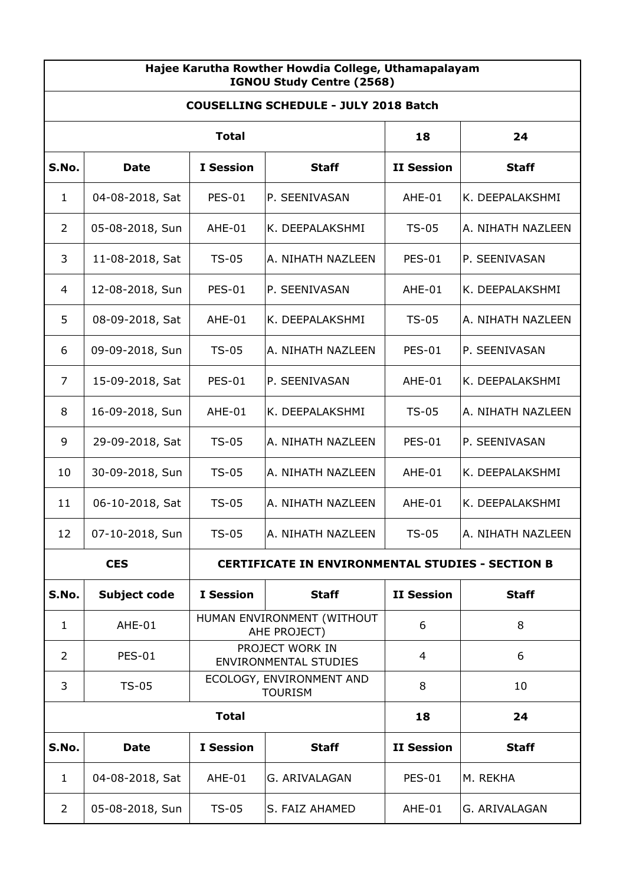| Hajee Karutha Rowther Howdia College, Uthamapalayam IGNOU Study Centre (2568) | | | | | |
|---|---|---|---|---|---|
| **COUSELLING SCHEDULE - JULY 2018 Batch** | | | | | |
| **Total** | | | | **18** | **24** |
| **S.No.** | **Date** | **I Session** | **Staff** | **II Session** | **Staff** |
| 1 | 04-08-2018, Sat | PES-01 | P. SEENIVASAN | AHE-01 | K. DEEPALAKSHMI |
| 2 | 05-08-2018, Sun | AHE-01 | K. DEEPALAKSHMI | TS-05 | A. NIHATH NAZLEEN |
| 3 | 11-08-2018, Sat | TS-05 | A. NIHATH NAZLEEN | PES-01 | P. SEENIVASAN |
| 4 | 12-08-2018, Sun | PES-01 | P. SEENIVASAN | AHE-01 | K. DEEPALAKSHMI |
| 5 | 08-09-2018, Sat | AHE-01 | K. DEEPALAKSHMI | TS-05 | A. NIHATH NAZLEEN |
| 6 | 09-09-2018, Sun | TS-05 | A. NIHATH NAZLEEN | PES-01 | P. SEENIVASAN |
| 7 | 15-09-2018, Sat | PES-01 | P. SEENIVASAN | AHE-01 | K. DEEPALAKSHMI |
| 8 | 16-09-2018, Sun | AHE-01 | K. DEEPALAKSHMI | TS-05 | A. NIHATH NAZLEEN |
| 9 | 29-09-2018, Sat | TS-05 | A. NIHATH NAZLEEN | PES-01 | P. SEENIVASAN |
| 10 | 30-09-2018, Sun | TS-05 | A. NIHATH NAZLEEN | AHE-01 | K. DEEPALAKSHMI |
| 11 | 06-10-2018, Sat | TS-05 | A. NIHATH NAZLEEN | AHE-01 | K. DEEPALAKSHMI |
| 12 | 07-10-2018, Sun | TS-05 | A. NIHATH NAZLEEN | TS-05 | A. NIHATH NAZLEEN |

| **CES** | | **CERTIFICATE IN ENVIRONMENTAL STUDIES - SECTION B** | | | |
|---|---|---|---|---|---|
| **S.No.** | **Subject code** | **I Session** | **Staff** | **II Session** | **Staff** |
| 1 | AHE-01 | HUMAN ENVIRONMENT (WITHOUT AHE PROJECT) | | 6 | 8 |
| 2 | PES-01 | PROJECT WORK IN ENVIRONMENTAL STUDIES | | 4 | 6 |
| 3 | TS-05 | ECOLOGY, ENVIRONMENT AND TOURISM | | 8 | 10 |
| **Total** | | | | **18** | **24** |
| **S.No.** | **Date** | **I Session** | **Staff** | **II Session** | **Staff** |
| 1 | 04-08-2018, Sat | AHE-01 | G. ARIVALAGAN | PES-01 | M. REKHA |
| 2 | 05-08-2018, Sun | TS-05 | S. FAIZ AHAMED | AHE-01 | G. ARIVALAGAN |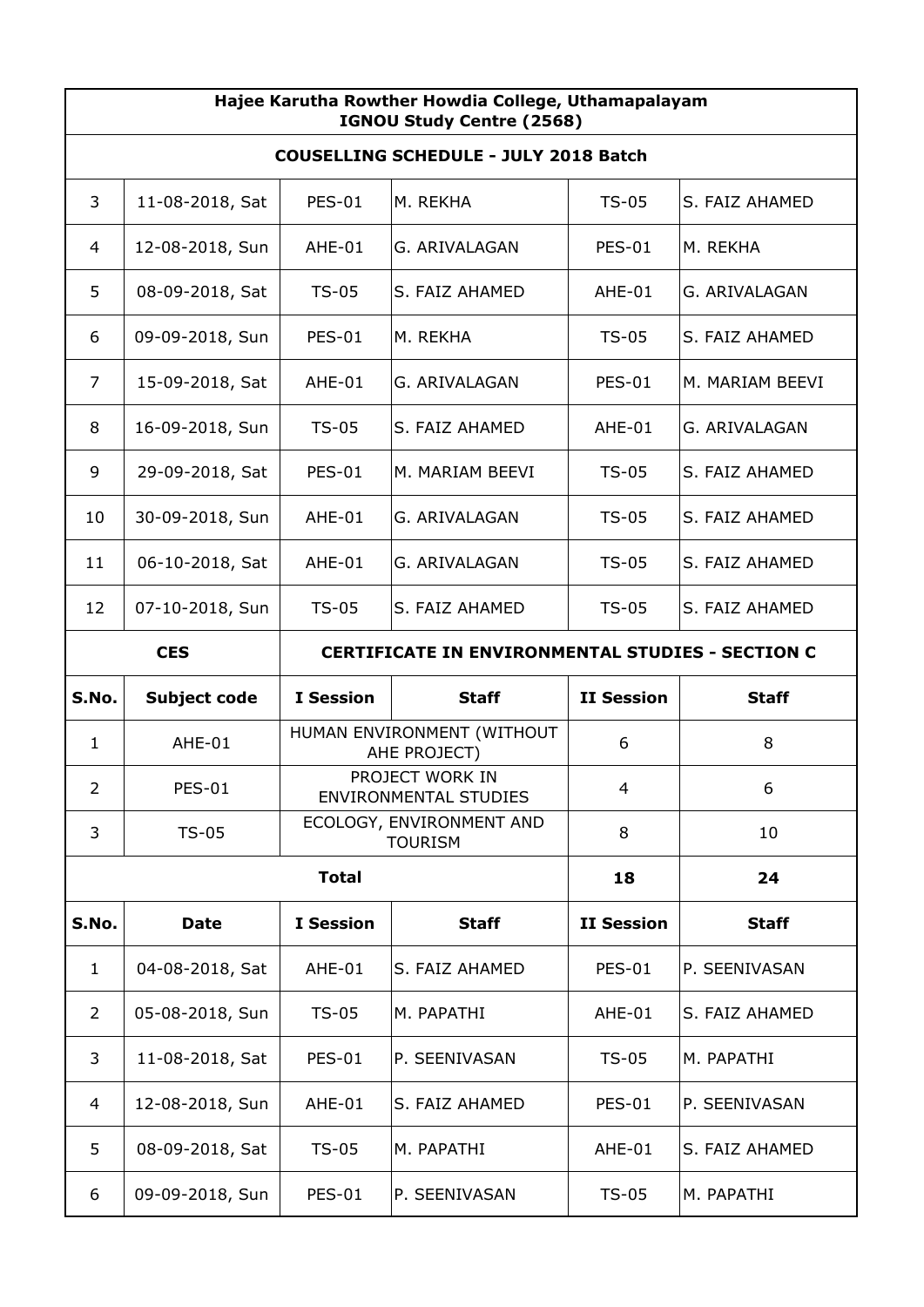**Hajee Karutha Rowther Howdia College, Uthamapalayam**
**IGNOU Study Centre (2568)**

**COUSELLING SCHEDULE - JULY 2018 Batch**

| | | | | | |
|---|---|---|---|---|---|
| 3 | 11-08-2018, Sat | PES-01 | M. REKHA | TS-05 | S. FAIZ AHAMED |
| 4 | 12-08-2018, Sun | AHE-01 | G. ARIVALAGAN | PES-01 | M. REKHA |
| 5 | 08-09-2018, Sat | TS-05 | S. FAIZ AHAMED | AHE-01 | G. ARIVALAGAN |
| 6 | 09-09-2018, Sun | PES-01 | M. REKHA | TS-05 | S. FAIZ AHAMED |
| 7 | 15-09-2018, Sat | AHE-01 | G. ARIVALAGAN | PES-01 | M. MARIAM BEEVI |
| 8 | 16-09-2018, Sun | TS-05 | S. FAIZ AHAMED | AHE-01 | G. ARIVALAGAN |
| 9 | 29-09-2018, Sat | PES-01 | M. MARIAM BEEVI | TS-05 | S. FAIZ AHAMED |
| 10 | 30-09-2018, Sun | AHE-01 | G. ARIVALAGAN | TS-05 | S. FAIZ AHAMED |
| 11 | 06-10-2018, Sat | AHE-01 | G. ARIVALAGAN | TS-05 | S. FAIZ AHAMED |
| 12 | 07-10-2018, Sun | TS-05 | S. FAIZ AHAMED | TS-05 | S. FAIZ AHAMED |

**CES** — **CERTIFICATE IN ENVIRONMENTAL STUDIES - SECTION C**

| S.No. | Subject code | I Session | Staff | II Session | Staff |
|---|---|---|---|---|---|
| 1 | AHE-01 | HUMAN ENVIRONMENT (WITHOUT AHE PROJECT) | | 6 | 8 |
| 2 | PES-01 | PROJECT WORK IN ENVIRONMENTAL STUDIES | | 4 | 6 |
| 3 | TS-05 | ECOLOGY, ENVIRONMENT AND TOURISM | | 8 | 10 |
| | | **Total** | | **18** | **24** |

| S.No. | Date | I Session | Staff | II Session | Staff |
|---|---|---|---|---|---|
| 1 | 04-08-2018, Sat | AHE-01 | S. FAIZ AHAMED | PES-01 | P. SEENIVASAN |
| 2 | 05-08-2018, Sun | TS-05 | M. PAPATHI | AHE-01 | S. FAIZ AHAMED |
| 3 | 11-08-2018, Sat | PES-01 | P. SEENIVASAN | TS-05 | M. PAPATHI |
| 4 | 12-08-2018, Sun | AHE-01 | S. FAIZ AHAMED | PES-01 | P. SEENIVASAN |
| 5 | 08-09-2018, Sat | TS-05 | M. PAPATHI | AHE-01 | S. FAIZ AHAMED |
| 6 | 09-09-2018, Sun | PES-01 | P. SEENIVASAN | TS-05 | M. PAPATHI |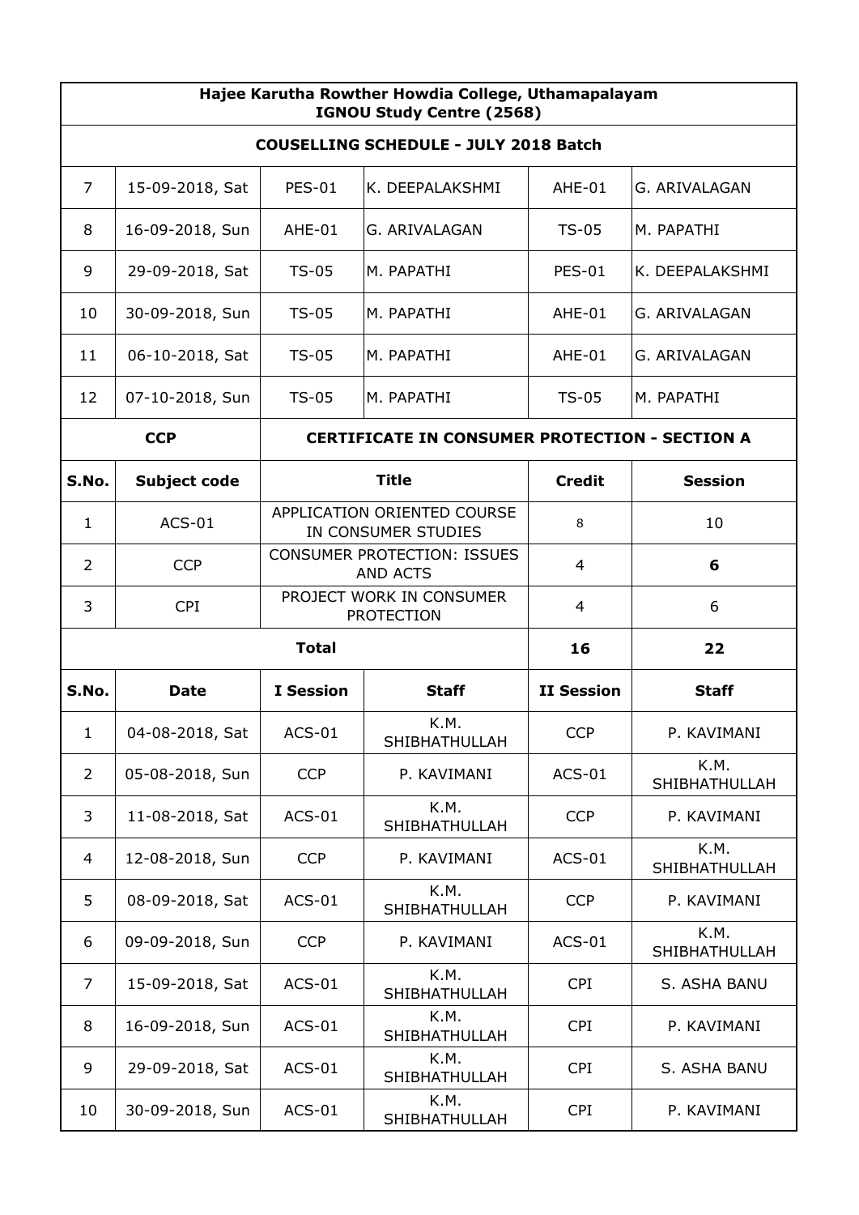**Hajee Karutha Rowther Howdia College, Uthamapalayam**
**IGNOU Study Centre (2568)**

**COUSELLING SCHEDULE - JULY 2018 Batch**

| | | | | | |
|---|---|---|---|---|---|
| 7 | 15-09-2018, Sat | PES-01 | K. DEEPALAKSHMI | AHE-01 | G. ARIVALAGAN |
| 8 | 16-09-2018, Sun | AHE-01 | G. ARIVALAGAN | TS-05 | M. PAPATHI |
| 9 | 29-09-2018, Sat | TS-05 | M. PAPATHI | PES-01 | K. DEEPALAKSHMI |
| 10 | 30-09-2018, Sun | TS-05 | M. PAPATHI | AHE-01 | G. ARIVALAGAN |
| 11 | 06-10-2018, Sat | TS-05 | M. PAPATHI | AHE-01 | G. ARIVALAGAN |
| 12 | 07-10-2018, Sun | TS-05 | M. PAPATHI | TS-05 | M. PAPATHI |

**CCP** — **CERTIFICATE IN CONSUMER PROTECTION - SECTION A**

| S.No. | Subject code | Title | Credit | Session |
|---|---|---|---|---|
| 1 | ACS-01 | APPLICATION ORIENTED COURSE IN CONSUMER STUDIES | 8 | 10 |
| 2 | CCP | CONSUMER PROTECTION: ISSUES AND ACTS | 4 | **6** |
| 3 | CPI | PROJECT WORK IN CONSUMER PROTECTION | 4 | 6 |
| | | **Total** | **16** | **22** |

| S.No. | Date | I Session | Staff | II Session | Staff |
|---|---|---|---|---|---|
| 1 | 04-08-2018, Sat | ACS-01 | K.M. SHIBHATHULLAH | CCP | P. KAVIMANI |
| 2 | 05-08-2018, Sun | CCP | P. KAVIMANI | ACS-01 | K.M. SHIBHATHULLAH |
| 3 | 11-08-2018, Sat | ACS-01 | K.M. SHIBHATHULLAH | CCP | P. KAVIMANI |
| 4 | 12-08-2018, Sun | CCP | P. KAVIMANI | ACS-01 | K.M. SHIBHATHULLAH |
| 5 | 08-09-2018, Sat | ACS-01 | K.M. SHIBHATHULLAH | CCP | P. KAVIMANI |
| 6 | 09-09-2018, Sun | CCP | P. KAVIMANI | ACS-01 | K.M. SHIBHATHULLAH |
| 7 | 15-09-2018, Sat | ACS-01 | K.M. SHIBHATHULLAH | CPI | S. ASHA BANU |
| 8 | 16-09-2018, Sun | ACS-01 | K.M. SHIBHATHULLAH | CPI | P. KAVIMANI |
| 9 | 29-09-2018, Sat | ACS-01 | K.M. SHIBHATHULLAH | CPI | S. ASHA BANU |
| 10 | 30-09-2018, Sun | ACS-01 | K.M. SHIBHATHULLAH | CPI | P. KAVIMANI |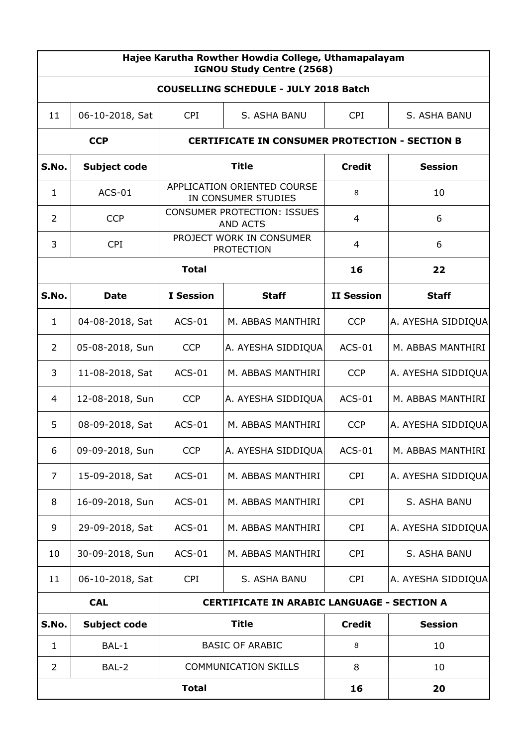| Hajee Karutha Rowther Howdia College, Uthamapalayam IGNOU Study Centre (2568) | | | | | |
|---|---|---|---|---|---|
| **COUSELLING SCHEDULE - JULY 2018 Batch** | | | | | |
| 11 | 06-10-2018, Sat | CPI | S. ASHA BANU | CPI | S. ASHA BANU |
| **CCP** | | **CERTIFICATE IN CONSUMER PROTECTION - SECTION B** | | | |
| **S.No.** | **Subject code** | **Title** | | **Credit** | **Session** |
| 1 | ACS-01 | APPLICATION ORIENTED COURSE IN CONSUMER STUDIES | | 8 | 10 |
| 2 | CCP | CONSUMER PROTECTION: ISSUES AND ACTS | | 4 | 6 |
| 3 | CPI | PROJECT WORK IN CONSUMER PROTECTION | | 4 | 6 |
| **Total** | | | | **16** | **22** |
| **S.No.** | **Date** | **I Session** | **Staff** | **II Session** | **Staff** |
| 1 | 04-08-2018, Sat | ACS-01 | M. ABBAS MANTHIRI | CCP | A. AYESHA SIDDIQUA |
| 2 | 05-08-2018, Sun | CCP | A. AYESHA SIDDIQUA | ACS-01 | M. ABBAS MANTHIRI |
| 3 | 11-08-2018, Sat | ACS-01 | M. ABBAS MANTHIRI | CCP | A. AYESHA SIDDIQUA |
| 4 | 12-08-2018, Sun | CCP | A. AYESHA SIDDIQUA | ACS-01 | M. ABBAS MANTHIRI |
| 5 | 08-09-2018, Sat | ACS-01 | M. ABBAS MANTHIRI | CCP | A. AYESHA SIDDIQUA |
| 6 | 09-09-2018, Sun | CCP | A. AYESHA SIDDIQUA | ACS-01 | M. ABBAS MANTHIRI |
| 7 | 15-09-2018, Sat | ACS-01 | M. ABBAS MANTHIRI | CPI | A. AYESHA SIDDIQUA |
| 8 | 16-09-2018, Sun | ACS-01 | M. ABBAS MANTHIRI | CPI | S. ASHA BANU |
| 9 | 29-09-2018, Sat | ACS-01 | M. ABBAS MANTHIRI | CPI | A. AYESHA SIDDIQUA |
| 10 | 30-09-2018, Sun | ACS-01 | M. ABBAS MANTHIRI | CPI | S. ASHA BANU |
| 11 | 06-10-2018, Sat | CPI | S. ASHA BANU | CPI | A. AYESHA SIDDIQUA |
| **CAL** | | **CERTIFICATE IN ARABIC LANGUAGE - SECTION A** | | | |
| **S.No.** | **Subject code** | **Title** | | **Credit** | **Session** |
| 1 | BAL-1 | BASIC OF ARABIC | | 8 | 10 |
| 2 | BAL-2 | COMMUNICATION SKILLS | | 8 | 10 |
| **Total** | | | | **16** | **20** |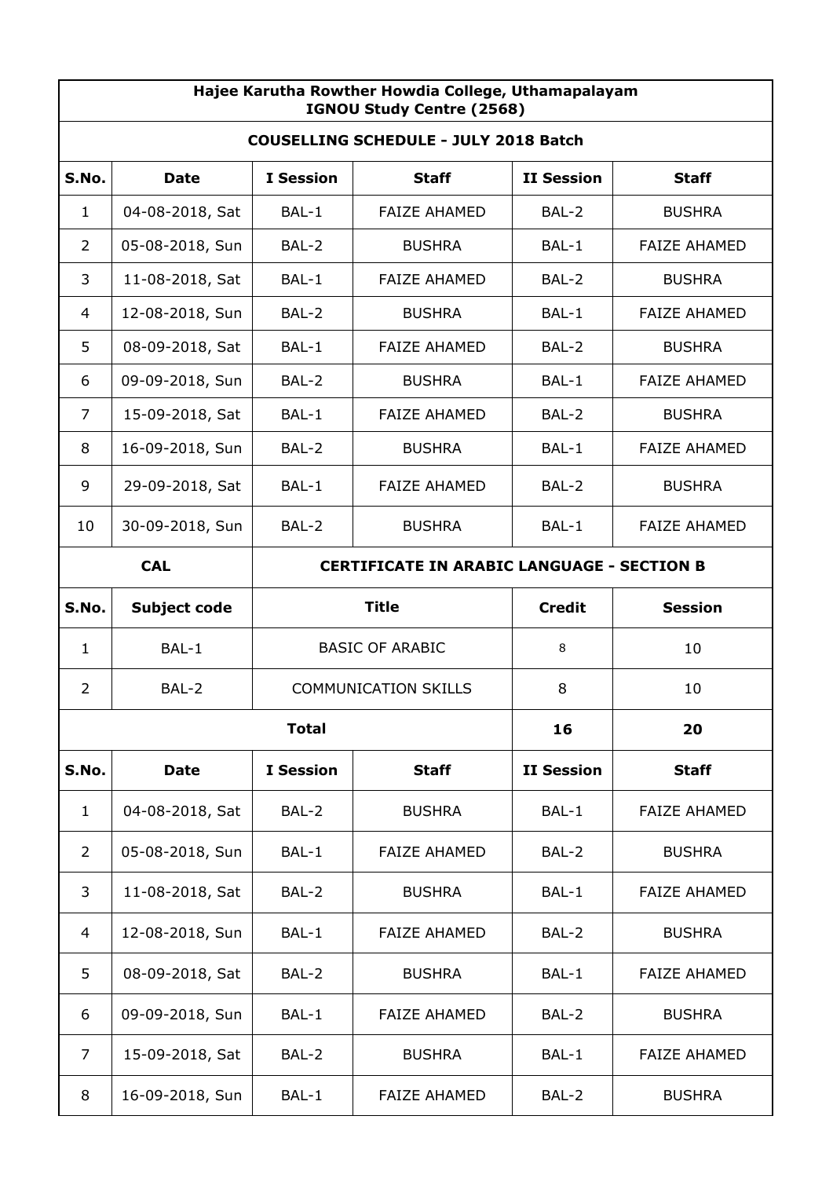**Hajee Karutha Rowther Howdia College, Uthamapalayam**
**IGNOU Study Centre (2568)**

**COUSELLING SCHEDULE - JULY 2018 Batch**

| S.No. | Date | I Session | Staff | II Session | Staff |
|---|---|---|---|---|---|
| 1 | 04-08-2018, Sat | BAL-1 | FAIZE AHAMED | BAL-2 | BUSHRA |
| 2 | 05-08-2018, Sun | BAL-2 | BUSHRA | BAL-1 | FAIZE AHAMED |
| 3 | 11-08-2018, Sat | BAL-1 | FAIZE AHAMED | BAL-2 | BUSHRA |
| 4 | 12-08-2018, Sun | BAL-2 | BUSHRA | BAL-1 | FAIZE AHAMED |
| 5 | 08-09-2018, Sat | BAL-1 | FAIZE AHAMED | BAL-2 | BUSHRA |
| 6 | 09-09-2018, Sun | BAL-2 | BUSHRA | BAL-1 | FAIZE AHAMED |
| 7 | 15-09-2018, Sat | BAL-1 | FAIZE AHAMED | BAL-2 | BUSHRA |
| 8 | 16-09-2018, Sun | BAL-2 | BUSHRA | BAL-1 | FAIZE AHAMED |
| 9 | 29-09-2018, Sat | BAL-1 | FAIZE AHAMED | BAL-2 | BUSHRA |
| 10 | 30-09-2018, Sun | BAL-2 | BUSHRA | BAL-1 | FAIZE AHAMED |

| CAL | | CERTIFICATE IN ARABIC LANGUAGE - SECTION B | | | |
|---|---|---|---|---|---|
| **S.No.** | **Subject code** | **Title** | | **Credit** | **Session** |
| 1 | BAL-1 | BASIC OF ARABIC | | 8 | 10 |
| 2 | BAL-2 | COMMUNICATION SKILLS | | 8 | 10 |
| **Total** | | | | **16** | **20** |

| S.No. | Date | I Session | Staff | II Session | Staff |
|---|---|---|---|---|---|
| 1 | 04-08-2018, Sat | BAL-2 | BUSHRA | BAL-1 | FAIZE AHAMED |
| 2 | 05-08-2018, Sun | BAL-1 | FAIZE AHAMED | BAL-2 | BUSHRA |
| 3 | 11-08-2018, Sat | BAL-2 | BUSHRA | BAL-1 | FAIZE AHAMED |
| 4 | 12-08-2018, Sun | BAL-1 | FAIZE AHAMED | BAL-2 | BUSHRA |
| 5 | 08-09-2018, Sat | BAL-2 | BUSHRA | BAL-1 | FAIZE AHAMED |
| 6 | 09-09-2018, Sun | BAL-1 | FAIZE AHAMED | BAL-2 | BUSHRA |
| 7 | 15-09-2018, Sat | BAL-2 | BUSHRA | BAL-1 | FAIZE AHAMED |
| 8 | 16-09-2018, Sun | BAL-1 | FAIZE AHAMED | BAL-2 | BUSHRA |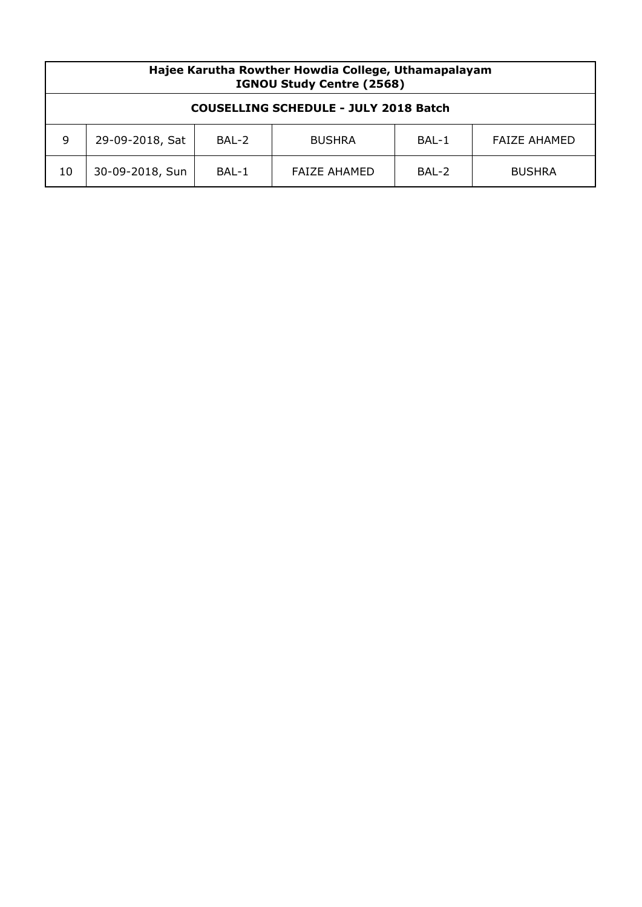| | | | | | |
|---|---|---|---|---|---|
| **Hajee Karutha Rowther Howdia College, Uthamapalayam<br>IGNOU Study Centre (2568)** | | | | | |
| **COUSELLING SCHEDULE - JULY 2018 Batch** | | | | | |
| 9 | 29-09-2018, Sat | BAL-2 | BUSHRA | BAL-1 | FAIZE AHAMED |
| 10 | 30-09-2018, Sun | BAL-1 | FAIZE AHAMED | BAL-2 | BUSHRA |